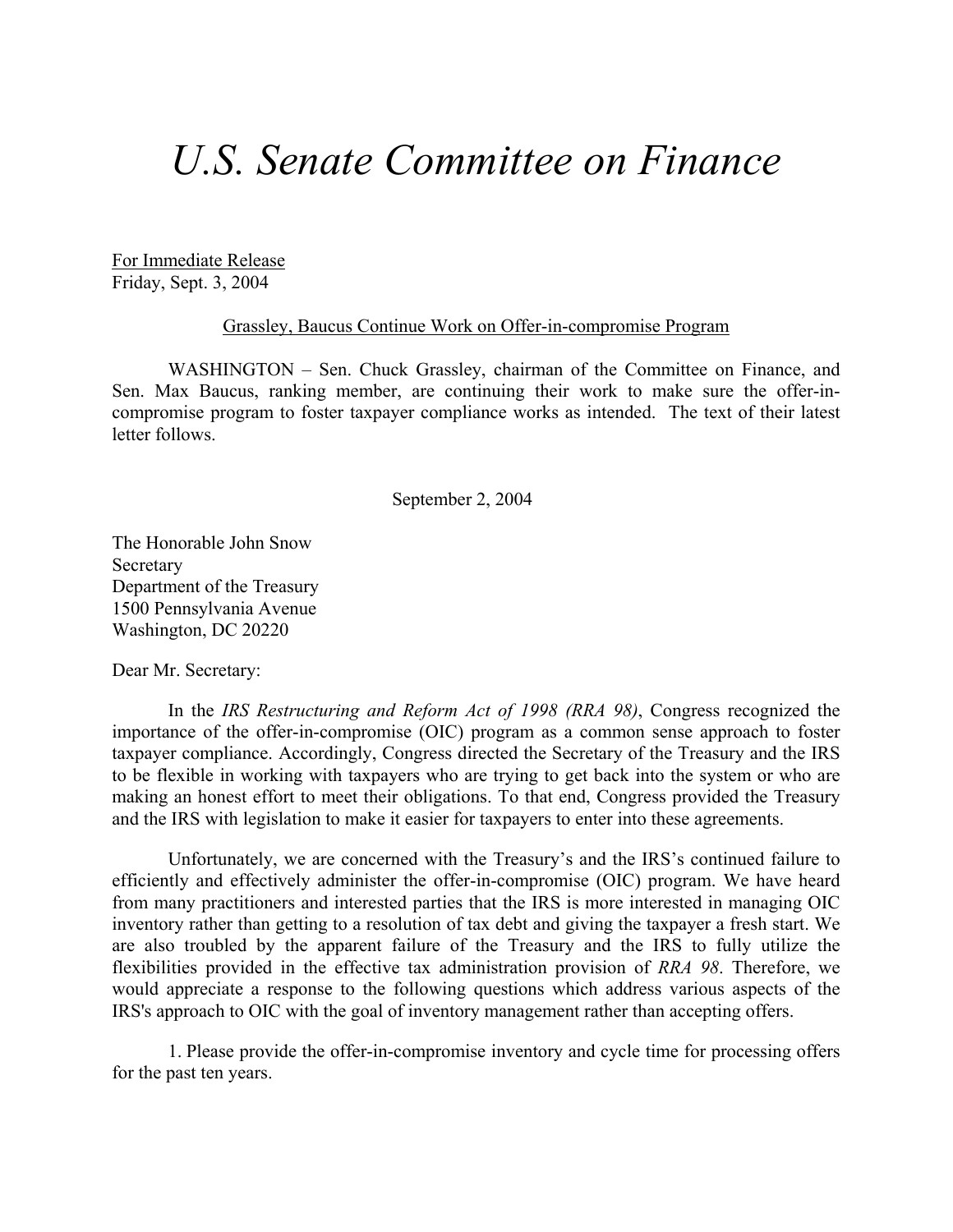# *U.S. Senate Committee on Finance*

For Immediate Release
Friday, Sept. 3, 2004

Grassley, Baucus Continue Work on Offer-in-compromise Program

WASHINGTON – Sen. Chuck Grassley, chairman of the Committee on Finance, and Sen. Max Baucus, ranking member, are continuing their work to make sure the offer-in-compromise program to foster taxpayer compliance works as intended. The text of their latest letter follows.

September 2, 2004

The Honorable John Snow
Secretary
Department of the Treasury
1500 Pennsylvania Avenue
Washington, DC 20220

Dear Mr. Secretary:

In the *IRS Restructuring and Reform Act of 1998 (RRA 98)*, Congress recognized the importance of the offer-in-compromise (OIC) program as a common sense approach to foster taxpayer compliance. Accordingly, Congress directed the Secretary of the Treasury and the IRS to be flexible in working with taxpayers who are trying to get back into the system or who are making an honest effort to meet their obligations. To that end, Congress provided the Treasury and the IRS with legislation to make it easier for taxpayers to enter into these agreements.

Unfortunately, we are concerned with the Treasury's and the IRS's continued failure to efficiently and effectively administer the offer-in-compromise (OIC) program. We have heard from many practitioners and interested parties that the IRS is more interested in managing OIC inventory rather than getting to a resolution of tax debt and giving the taxpayer a fresh start. We are also troubled by the apparent failure of the Treasury and the IRS to fully utilize the flexibilities provided in the effective tax administration provision of *RRA 98*. Therefore, we would appreciate a response to the following questions which address various aspects of the IRS's approach to OIC with the goal of inventory management rather than accepting offers.

1. Please provide the offer-in-compromise inventory and cycle time for processing offers for the past ten years.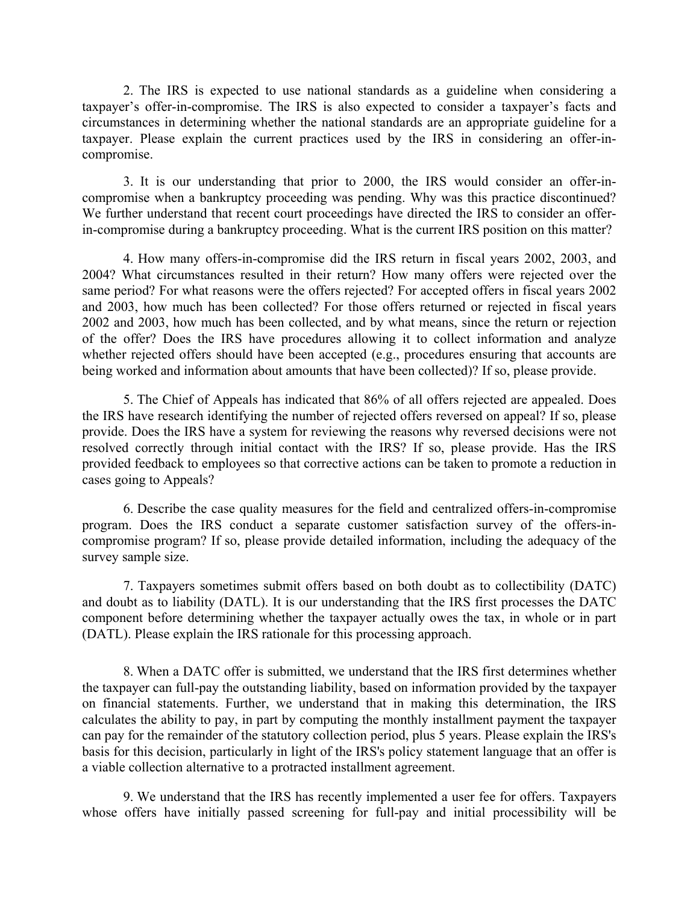2. The IRS is expected to use national standards as a guideline when considering a taxpayer's offer-in-compromise. The IRS is also expected to consider a taxpayer's facts and circumstances in determining whether the national standards are an appropriate guideline for a taxpayer. Please explain the current practices used by the IRS in considering an offer-in-compromise.

3. It is our understanding that prior to 2000, the IRS would consider an offer-in-compromise when a bankruptcy proceeding was pending. Why was this practice discontinued? We further understand that recent court proceedings have directed the IRS to consider an offer-in-compromise during a bankruptcy proceeding. What is the current IRS position on this matter?

4. How many offers-in-compromise did the IRS return in fiscal years 2002, 2003, and 2004? What circumstances resulted in their return? How many offers were rejected over the same period? For what reasons were the offers rejected? For accepted offers in fiscal years 2002 and 2003, how much has been collected? For those offers returned or rejected in fiscal years 2002 and 2003, how much has been collected, and by what means, since the return or rejection of the offer? Does the IRS have procedures allowing it to collect information and analyze whether rejected offers should have been accepted (e.g., procedures ensuring that accounts are being worked and information about amounts that have been collected)? If so, please provide.

5. The Chief of Appeals has indicated that 86% of all offers rejected are appealed. Does the IRS have research identifying the number of rejected offers reversed on appeal? If so, please provide. Does the IRS have a system for reviewing the reasons why reversed decisions were not resolved correctly through initial contact with the IRS? If so, please provide. Has the IRS provided feedback to employees so that corrective actions can be taken to promote a reduction in cases going to Appeals?

6. Describe the case quality measures for the field and centralized offers-in-compromise program. Does the IRS conduct a separate customer satisfaction survey of the offers-in-compromise program? If so, please provide detailed information, including the adequacy of the survey sample size.

7. Taxpayers sometimes submit offers based on both doubt as to collectibility (DATC) and doubt as to liability (DATL). It is our understanding that the IRS first processes the DATC component before determining whether the taxpayer actually owes the tax, in whole or in part (DATL). Please explain the IRS rationale for this processing approach.

8. When a DATC offer is submitted, we understand that the IRS first determines whether the taxpayer can full-pay the outstanding liability, based on information provided by the taxpayer on financial statements. Further, we understand that in making this determination, the IRS calculates the ability to pay, in part by computing the monthly installment payment the taxpayer can pay for the remainder of the statutory collection period, plus 5 years. Please explain the IRS's basis for this decision, particularly in light of the IRS's policy statement language that an offer is a viable collection alternative to a protracted installment agreement.

9. We understand that the IRS has recently implemented a user fee for offers. Taxpayers whose offers have initially passed screening for full-pay and initial processibility will be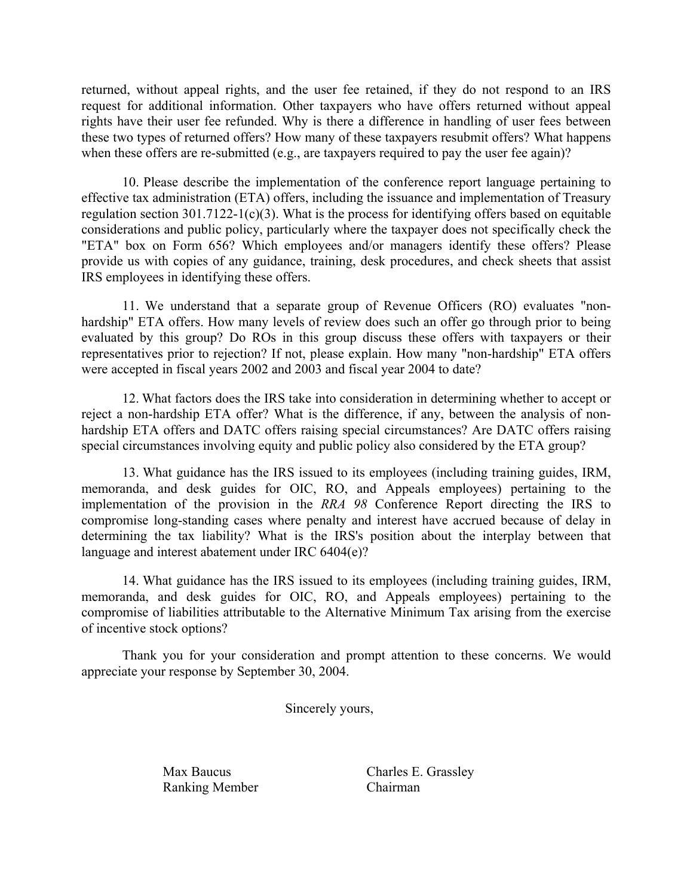returned, without appeal rights, and the user fee retained, if they do not respond to an IRS request for additional information. Other taxpayers who have offers returned without appeal rights have their user fee refunded. Why is there a difference in handling of user fees between these two types of returned offers? How many of these taxpayers resubmit offers? What happens when these offers are re-submitted (e.g., are taxpayers required to pay the user fee again)?

10. Please describe the implementation of the conference report language pertaining to effective tax administration (ETA) offers, including the issuance and implementation of Treasury regulation section 301.7122-1(c)(3). What is the process for identifying offers based on equitable considerations and public policy, particularly where the taxpayer does not specifically check the "ETA" box on Form 656? Which employees and/or managers identify these offers? Please provide us with copies of any guidance, training, desk procedures, and check sheets that assist IRS employees in identifying these offers.

11. We understand that a separate group of Revenue Officers (RO) evaluates "non-hardship" ETA offers. How many levels of review does such an offer go through prior to being evaluated by this group? Do ROs in this group discuss these offers with taxpayers or their representatives prior to rejection? If not, please explain. How many "non-hardship" ETA offers were accepted in fiscal years 2002 and 2003 and fiscal year 2004 to date?

12. What factors does the IRS take into consideration in determining whether to accept or reject a non-hardship ETA offer? What is the difference, if any, between the analysis of non-hardship ETA offers and DATC offers raising special circumstances? Are DATC offers raising special circumstances involving equity and public policy also considered by the ETA group?

13. What guidance has the IRS issued to its employees (including training guides, IRM, memoranda, and desk guides for OIC, RO, and Appeals employees) pertaining to the implementation of the provision in the *RRA 98* Conference Report directing the IRS to compromise long-standing cases where penalty and interest have accrued because of delay in determining the tax liability? What is the IRS's position about the interplay between that language and interest abatement under IRC 6404(e)?

14. What guidance has the IRS issued to its employees (including training guides, IRM, memoranda, and desk guides for OIC, RO, and Appeals employees) pertaining to the compromise of liabilities attributable to the Alternative Minimum Tax arising from the exercise of incentive stock options?

Thank you for your consideration and prompt attention to these concerns. We would appreciate your response by September 30, 2004.

Sincerely yours,

Max Baucus
Ranking Member

Charles E. Grassley
Chairman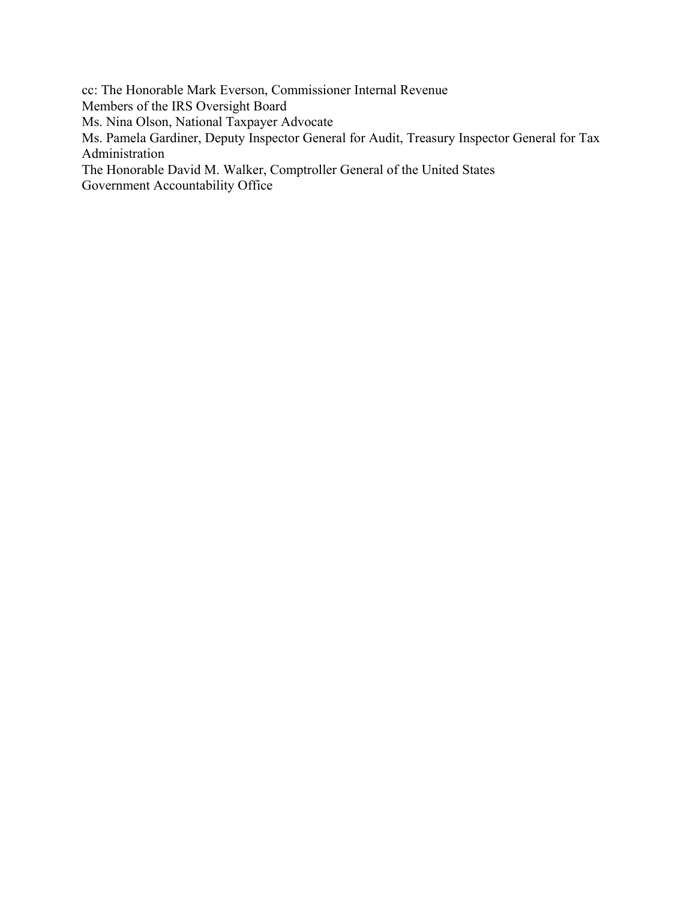cc: The Honorable Mark Everson, Commissioner Internal Revenue
Members of the IRS Oversight Board
Ms. Nina Olson, National Taxpayer Advocate
Ms. Pamela Gardiner, Deputy Inspector General for Audit, Treasury Inspector General for Tax Administration
The Honorable David M. Walker, Comptroller General of the United States
Government Accountability Office